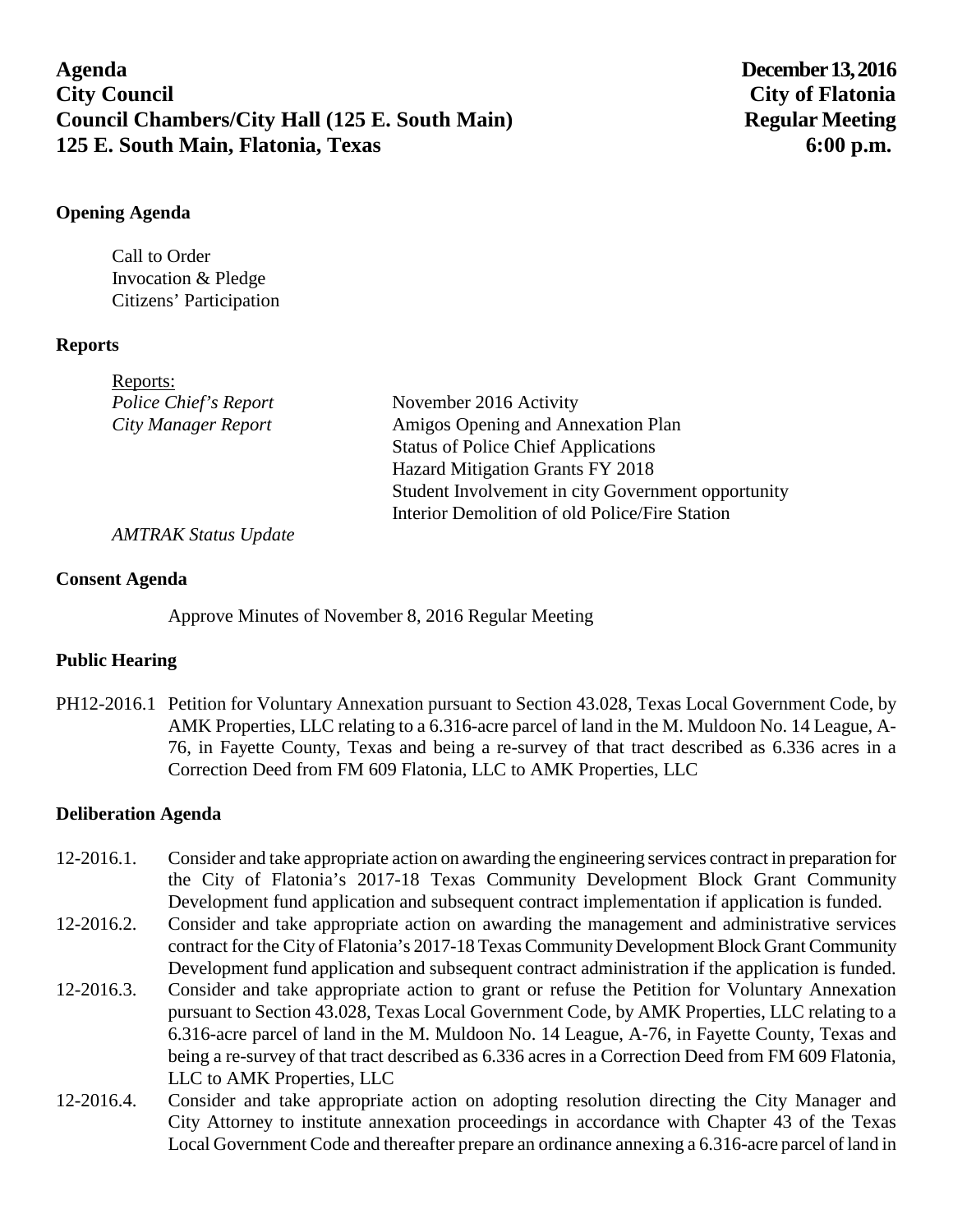**Agenda** **December 13, 2016**
**City Council** **City of Flatonia**
**Council Chambers/City Hall (125 E. South Main)** **Regular Meeting**
**125 E. South Main, Flatonia, Texas** **6:00 p.m.**

## Opening Agenda

Call to Order
Invocation & Pledge
Citizens' Participation

## Reports

Reports:

| | |
|---|---|
| *Police Chief's Report* | November 2016 Activity |
| *City Manager Report* | Amigos Opening and Annexation Plan |
| | Status of Police Chief Applications |
| | Hazard Mitigation Grants FY 2018 |
| | Student Involvement in city Government opportunity |
| | Interior Demolition of old Police/Fire Station |
| *AMTRAK Status Update* | |

## Consent Agenda

Approve Minutes of November 8, 2016 Regular Meeting

## Public Hearing

PH12-2016.1 Petition for Voluntary Annexation pursuant to Section 43.028, Texas Local Government Code, by AMK Properties, LLC relating to a 6.316-acre parcel of land in the M. Muldoon No. 14 League, A-76, in Fayette County, Texas and being a re-survey of that tract described as 6.336 acres in a Correction Deed from FM 609 Flatonia, LLC to AMK Properties, LLC

## Deliberation Agenda

12-2016.1. Consider and take appropriate action on awarding the engineering services contract in preparation for the City of Flatonia's 2017-18 Texas Community Development Block Grant Community Development fund application and subsequent contract implementation if application is funded.

12-2016.2. Consider and take appropriate action on awarding the management and administrative services contract for the City of Flatonia's 2017-18 Texas Community Development Block Grant Community Development fund application and subsequent contract administration if the application is funded.

12-2016.3. Consider and take appropriate action to grant or refuse the Petition for Voluntary Annexation pursuant to Section 43.028, Texas Local Government Code, by AMK Properties, LLC relating to a 6.316-acre parcel of land in the M. Muldoon No. 14 League, A-76, in Fayette County, Texas and being a re-survey of that tract described as 6.336 acres in a Correction Deed from FM 609 Flatonia, LLC to AMK Properties, LLC

12-2016.4. Consider and take appropriate action on adopting resolution directing the City Manager and City Attorney to institute annexation proceedings in accordance with Chapter 43 of the Texas Local Government Code and thereafter prepare an ordinance annexing a 6.316-acre parcel of land in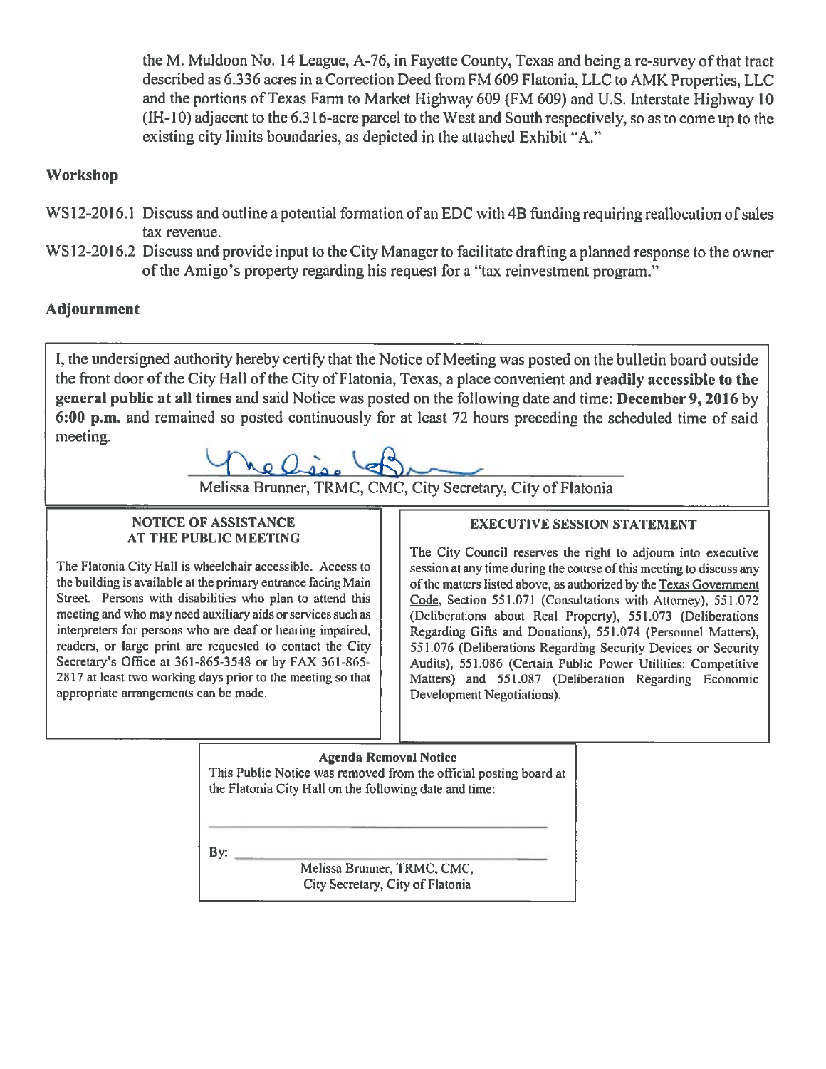the M. Muldoon No. 14 League, A-76, in Fayette County, Texas and being a re-survey of that tract described as 6.336 acres in a Correction Deed from FM 609 Flatonia, LLC to AMK Properties, LLC and the portions of Texas Farm to Market Highway 609 (FM 609) and U.S. Interstate Highway 10 (IH-10) adjacent to the 6.316-acre parcel to the West and South respectively, so as to come up to the existing city limits boundaries, as depicted in the attached Exhibit "A."

## Workshop

WS12-2016.1 Discuss and outline a potential formation of an EDC with 4B funding requiring reallocation of sales tax revenue.

WS12-2016.2 Discuss and provide input to the City Manager to facilitate drafting a planned response to the owner of the Amigo's property regarding his request for a "tax reinvestment program."

## Adjournment

I, the undersigned authority hereby certify that the Notice of Meeting was posted on the bulletin board outside the front door of the City Hall of the City of Flatonia, Texas, a place convenient and **readily accessible to the general public at all times** and said Notice was posted on the following date and time: **December 9, 2016** by **6:00 p.m.** and remained so posted continuously for at least 72 hours preceding the scheduled time of said meeting.

Melissa Brunner, TRMC, CMC, City Secretary, City of Flatonia

**NOTICE OF ASSISTANCE AT THE PUBLIC MEETING**

The Flatonia City Hall is wheelchair accessible. Access to the building is available at the primary entrance facing Main Street. Persons with disabilities who plan to attend this meeting and who may need auxiliary aids or services such as interpreters for persons who are deaf or hearing impaired, readers, or large print are requested to contact the City Secretary's Office at 361-865-3548 or by FAX 361-865-2817 at least two working days prior to the meeting so that appropriate arrangements can be made.

**EXECUTIVE SESSION STATEMENT**

The City Council reserves the right to adjourn into executive session at any time during the course of this meeting to discuss any of the matters listed above, as authorized by the Texas Government Code, Section 551.071 (Consultations with Attorney), 551.072 (Deliberations about Real Property), 551.073 (Deliberations Regarding Gifts and Donations), 551.074 (Personnel Matters), 551.076 (Deliberations Regarding Security Devices or Security Audits), 551.086 (Certain Public Power Utilities: Competitive Matters) and 551.087 (Deliberation Regarding Economic Development Negotiations).

**Agenda Removal Notice**

This Public Notice was removed from the official posting board at the Flatonia City Hall on the following date and time:

\_\_\_\_\_\_\_\_\_\_\_\_\_\_\_\_\_\_\_\_\_\_\_\_\_\_\_\_\_\_\_\_

By: \_\_\_\_\_\_\_\_\_\_\_\_\_\_\_\_\_\_\_\_\_\_\_\_\_\_\_\_\_\_\_\_

Melissa Brunner, TRMC, CMC,
City Secretary, City of Flatonia